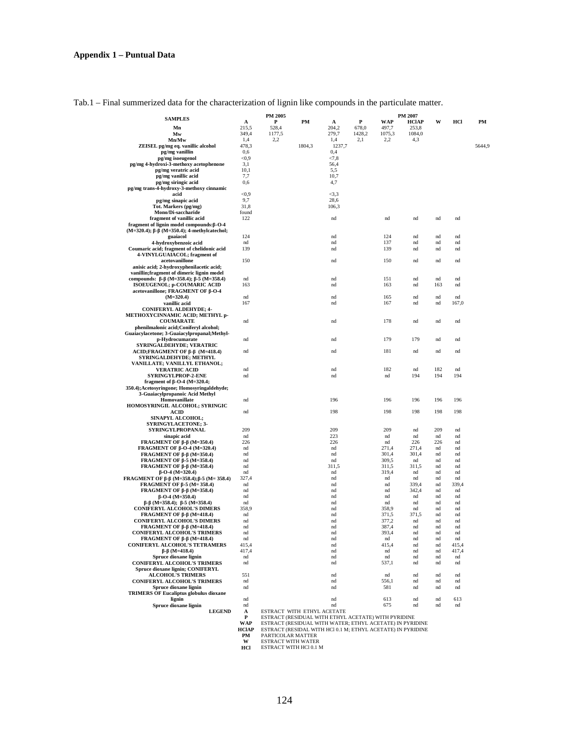**Appendix 1 – Puntual Data**

Tab.1 – Final summerized data for the characterization of lignin like compounds in the particulate matter.

| SAMPLES | PM 2005 | | | PM 2007 | | | | | | |
|---|---|---|---|---|---|---|---|---|---|---|
| | A | P | PM | A | P | WAP | HClAP | W | HCl | PM |
| Mn | 215,5 | 528,4 | | 204,2 | 678,0 | 497,7 | 253,8 | | | |
| Mw | 349,4 | 1177,5 | | 279,7 | 1428,2 | 1075,3 | 1084,0 | | | |
| Mn/Mw | 1,4 | 2,2 | | 1,4 | 2,1 | 2,2 | 4,3 | | | |
| ZEISEL pg/mg eq. vanillic alcohol | 478,3 | | 1804,3 | 1237,7 | | | | | | 5644,9 |
| pg/mg vanillin | 0,6 | | | 0,4 | | | | | | |
| pg/mg isoeugenol | <0,9 | | | <7,8 | | | | | | |
| pg/mg 4-hydroxi-3-methoxy acetophenone | 3,1 | | | 56,4 | | | | | | |
| pg/mg veratric acid | 10,1 | | | 5,5 | | | | | | |
| pg/mg vanillic acid | 7,7 | | | 10,7 | | | | | | |
| pg/mg siringic acid | 0,6 | | | 4,7 | | | | | | |
| pg/mg trans-4-hydroxy-3-methoxy cinnamic acid | <0,9 | | | <3,3 | | | | | | |
| pg/mg sinapic acid | 9,7 | | | 28,6 | | | | | | |
| Tot. Markers (pg/mg) | 31,8 | | | 106,3 | | | | | | |
| Mono/Di-saccharide | found | | | | | | | | | |
| fragment of vanillic acid | 122 | | | nd | | nd | nd | nd | nd | |
| fragment of lignin model compounds:β-O-4 (M=320.4); β-β (M=350.4); 4-methylcatechol; guaiacol | 124 | | | nd | | 124 | nd | nd | nd | |
| 4-hydroxybenzoic acid | nd | | | nd | | 137 | nd | nd | nd | |
| Coumaric acid; fragment of chelidonic acid | 139 | | | nd | | 139 | nd | nd | nd | |
| 4-VINYLGUAIACOL; fragment of acetovanillone | 150 | | | nd | | 150 | nd | nd | nd | |
| anisic acid; 2-hydroxyphenilacetic acid; vanillin;fragment of dimeric lignin model compounds: β-β (M=358.4); β-5 (M=358.4) | nd | | | nd | | 151 | nd | nd | nd | |
| ISOEUGENOL; p-COUMARIC ACID | 163 | | | nd | | 163 | nd | 163 | nd | |
| acetovanillone; FRAGMENT OF β-O-4 (M=320.4) | nd | | | nd | | 165 | nd | nd | nd | |
| vanillic acid | 167 | | | nd | | 167 | nd | nd | 167,0 | |
| CONIFERYL ALDEHYDE; 4-METHOXYCINNAMIC ACID; METHYL p-COUMARATE | nd | | | nd | | 178 | nd | nd | nd | |
| phenilmalonic acid;Coniferyl alcohol; Guaiacylacetone; 3-Guaiacylpropanal;Methyl-p-Hydrocumarate | nd | | | nd | | 179 | 179 | nd | nd | |
| SYRINGALDEHYDE; VERATRIC ACID;FRAGMENT OF β-β (M=418.4) | nd | | | nd | | 181 | nd | nd | nd | |
| SYRINGALDEHYDE; METHYL VANILLATE; VANILLYL ETHANOL; VERATRIC ACID | nd | | | nd | | 182 | nd | 182 | nd | |
| SYRINGYLPROP-2-ENE | nd | | | nd | | nd | 194 | 194 | 194 | |
| fragment of β-O-4 (M=320.4; 350.4);Acetosyringone; Homosyringaldehyde; 3-Guaiacylpropanoic Acid Methyl Homovanillate | nd | | | 196 | | 196 | 196 | 196 | 196 | |
| HOMOSYRINGIL ALCOHOL; SYRINGIC ACID | nd | | | 198 | | 198 | 198 | 198 | 198 | |
| SINAPYL ALCOHOL; SYRINGYLACETONE; 3-SYRINGYLPROPANAL | 209 | | | 209 | | 209 | nd | 209 | nd | |
| sinapic acid | nd | | | 223 | | nd | nd | nd | nd | |
| FRAGMENT OF β-β (M=350.4) | 226 | | | 226 | | nd | 226 | 226 | nd | |
| FRAGMENT OF β-O-4 (M=320.4) | nd | | | nd | | 271,4 | 271,4 | nd | nd | |
| FRAGMENT OF β-β (M=350.4) | nd | | | nd | | 301,4 | 301,4 | nd | nd | |
| FRAGMENT OF β-5 (M=358.4) | nd | | | nd | | 309,5 | nd | nd | nd | |
| FRAGMENT OF β-β (M=358.4) | nd | | | 311,5 | | 311,5 | 311,5 | nd | nd | |
| β-O-4 (M=320.4) | nd | | | nd | | 319,4 | nd | nd | nd | |
| FRAGMENT OF β-β (M=358.4);β-5 (M= 358.4) | 327,4 | | | nd | | nd | nd | nd | nd | |
| FRAGMENT OF β-5 (M= 358.4) | nd | | | nd | | nd | 339,4 | nd | 339,4 | |
| FRAGMENT OF β-β (M=358.4) | nd | | | nd | | nd | 342,4 | nd | nd | |
| β-O-4 (M=350.4) | nd | | | nd | | nd | nd | nd | nd | |
| β-β (M=358.4); β-5 (M=358.4) | nd | | | nd | | nd | nd | nd | nd | |
| CONIFERYL ALCOHOL'S DIMERS | 358,9 | | | nd | | 358,9 | nd | nd | nd | |
| FRAGMENT OF β-β (M=418.4) | nd | | | nd | | 371,5 | 371,5 | nd | nd | |
| CONIFERYL ALCOHOL'S DIMERS | nd | | | nd | | 377,2 | nd | nd | nd | |
| FRAGMENT OF β-β (M=418.4) | nd | | | nd | | 387,4 | nd | nd | nd | |
| CONIFERYL ALCOHOL'S TRIMERS | nd | | | nd | | 393,4 | nd | nd | nd | |
| FRAGMENT OF β-β (M=418.4) | nd | | | nd | | nd | nd | nd | nd | |
| CONIFERYL ALCOHOL'S TETRAMERS | 415,4 | | | nd | | 415,4 | nd | nd | 415,4 | |
| β-β (M=418.4) | 417,4 | | | nd | | nd | nd | nd | 417,4 | |
| Spruce dioxane lignin | nd | | | nd | | nd | nd | nd | nd | |
| CONIFERYL ALCOHOL'S TRIMERS | nd | | | nd | | 537,1 | nd | nd | nd | |
| Spruce dioxane lignin; CONIFERYL ALCOHOL'S TRIMERS | 551 | | | nd | | nd | nd | nd | nd | |
| CONIFERYL ALCOHOL'S TRIMERS | nd | | | nd | | 556,1 | nd | nd | nd | |
| Spruce dioxane lignin | nd | | | nd | | 581 | nd | nd | nd | |
| TRIMERS OF Eucaliptus globulus dioxane lignin | nd | | | nd | | 613 | nd | nd | 613 | |
| Spruce dioxane lignin | nd | | | nd | | 675 | nd | nd | nd | |

**LEGEND**

- **A** ESTRACT WITH ETHYL ACETATE
- **P** ESTRACT (RESIDUAL WITH ETHYL ACETATE) WITH PYRIDINE
- **WAP** ESTRACT (RESIDUAL WITH WATER; ETHYL ACETATE) IN PYRIDINE
- **HClAP** ESTRACT (RESIDAL WITH HCl 0.1 M; ETHYL ACETATE) IN PYRIDINE
- **PM** PARTICOLAR MATTER
- **W** ESTRACT WITH WATER
- **HCl** ESTRACT WITH HCl 0.1 M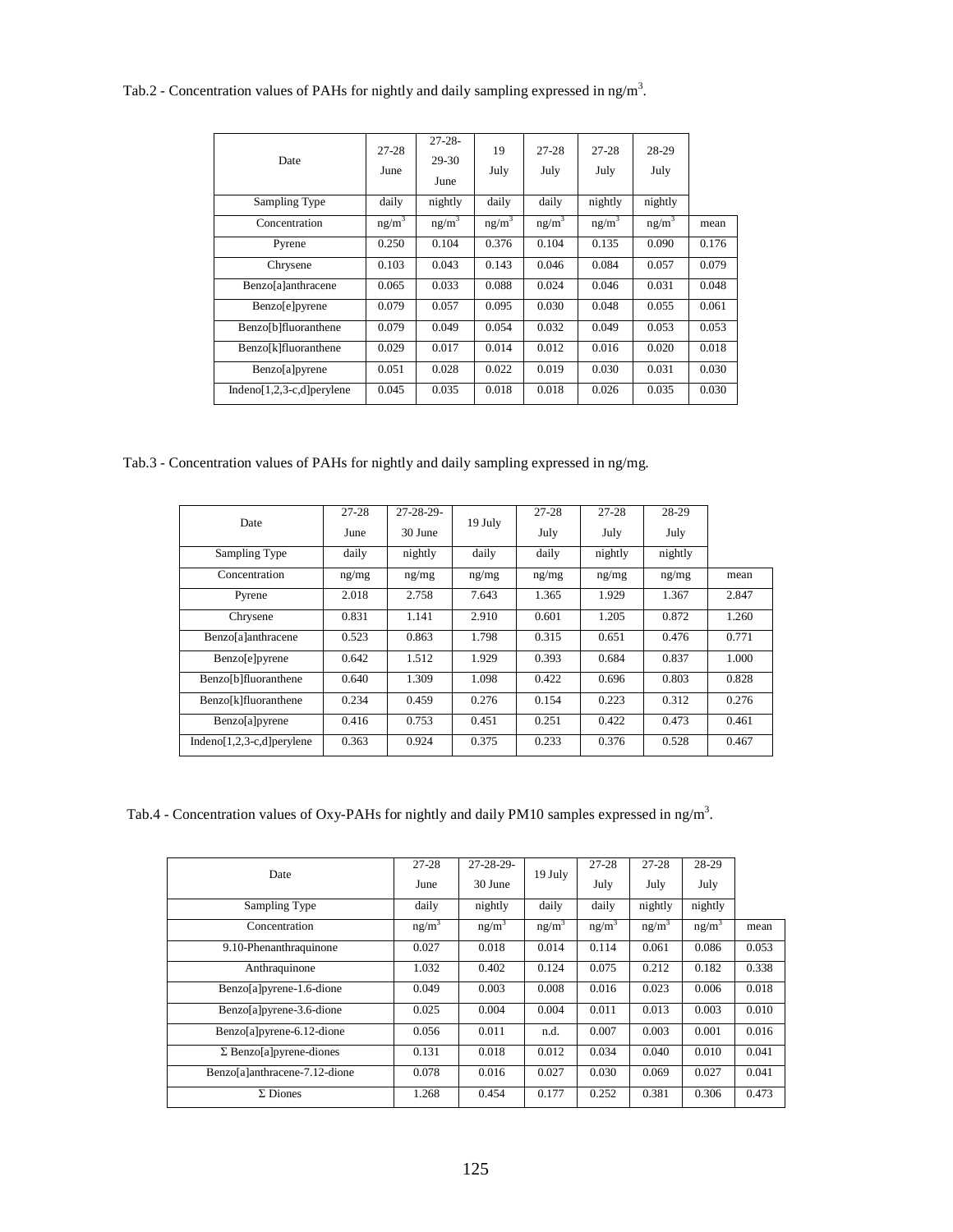Tab.2 - Concentration values of PAHs for nightly and daily sampling expressed in ng/m$^3$.

| Date | 27-28 June | 27-28-29-30 June | 19 July | 27-28 July | 27-28 July | 28-29 July | |
|---|---|---|---|---|---|---|---|
| Sampling Type | daily | nightly | daily | daily | nightly | nightly | |
| Concentration | ng/m$^3$ | ng/m$^3$ | ng/m$^3$ | ng/m$^3$ | ng/m$^3$ | ng/m$^3$ | mean |
| Pyrene | 0.250 | 0.104 | 0.376 | 0.104 | 0.135 | 0.090 | 0.176 |
| Chrysene | 0.103 | 0.043 | 0.143 | 0.046 | 0.084 | 0.057 | 0.079 |
| Benzo[a]anthracene | 0.065 | 0.033 | 0.088 | 0.024 | 0.046 | 0.031 | 0.048 |
| Benzo[e]pyrene | 0.079 | 0.057 | 0.095 | 0.030 | 0.048 | 0.055 | 0.061 |
| Benzo[b]fluoranthene | 0.079 | 0.049 | 0.054 | 0.032 | 0.049 | 0.053 | 0.053 |
| Benzo[k]fluoranthene | 0.029 | 0.017 | 0.014 | 0.012 | 0.016 | 0.020 | 0.018 |
| Benzo[a]pyrene | 0.051 | 0.028 | 0.022 | 0.019 | 0.030 | 0.031 | 0.030 |
| Indeno[1,2,3-c,d]perylene | 0.045 | 0.035 | 0.018 | 0.018 | 0.026 | 0.035 | 0.030 |

Tab.3 - Concentration values of PAHs for nightly and daily sampling expressed in ng/mg.

| Date | 27-28 June | 27-28-29-30 June | 19 July | 27-28 July | 27-28 July | 28-29 July | |
|---|---|---|---|---|---|---|---|
| Sampling Type | daily | nightly | daily | daily | nightly | nightly | |
| Concentration | ng/mg | ng/mg | ng/mg | ng/mg | ng/mg | ng/mg | mean |
| Pyrene | 2.018 | 2.758 | 7.643 | 1.365 | 1.929 | 1.367 | 2.847 |
| Chrysene | 0.831 | 1.141 | 2.910 | 0.601 | 1.205 | 0.872 | 1.260 |
| Benzo[a]anthracene | 0.523 | 0.863 | 1.798 | 0.315 | 0.651 | 0.476 | 0.771 |
| Benzo[e]pyrene | 0.642 | 1.512 | 1.929 | 0.393 | 0.684 | 0.837 | 1.000 |
| Benzo[b]fluoranthene | 0.640 | 1.309 | 1.098 | 0.422 | 0.696 | 0.803 | 0.828 |
| Benzo[k]fluoranthene | 0.234 | 0.459 | 0.276 | 0.154 | 0.223 | 0.312 | 0.276 |
| Benzo[a]pyrene | 0.416 | 0.753 | 0.451 | 0.251 | 0.422 | 0.473 | 0.461 |
| Indeno[1,2,3-c,d]perylene | 0.363 | 0.924 | 0.375 | 0.233 | 0.376 | 0.528 | 0.467 |

Tab.4 - Concentration values of Oxy-PAHs for nightly and daily PM10 samples expressed in ng/m$^3$.

| Date | 27-28 June | 27-28-29-30 June | 19 July | 27-28 July | 27-28 July | 28-29 July | |
|---|---|---|---|---|---|---|---|
| Sampling Type | daily | nightly | daily | daily | nightly | nightly | |
| Concentration | ng/m$^3$ | ng/m$^3$ | ng/m$^3$ | ng/m$^3$ | ng/m$^3$ | ng/m$^3$ | mean |
| 9.10-Phenanthraquinone | 0.027 | 0.018 | 0.014 | 0.114 | 0.061 | 0.086 | 0.053 |
| Anthraquinone | 1.032 | 0.402 | 0.124 | 0.075 | 0.212 | 0.182 | 0.338 |
| Benzo[a]pyrene-1.6-dione | 0.049 | 0.003 | 0.008 | 0.016 | 0.023 | 0.006 | 0.018 |
| Benzo[a]pyrene-3.6-dione | 0.025 | 0.004 | 0.004 | 0.011 | 0.013 | 0.003 | 0.010 |
| Benzo[a]pyrene-6.12-dione | 0.056 | 0.011 | n.d. | 0.007 | 0.003 | 0.001 | 0.016 |
| Σ Benzo[a]pyrene-diones | 0.131 | 0.018 | 0.012 | 0.034 | 0.040 | 0.010 | 0.041 |
| Benzo[a]anthracene-7.12-dione | 0.078 | 0.016 | 0.027 | 0.030 | 0.069 | 0.027 | 0.041 |
| Σ Diones | 1.268 | 0.454 | 0.177 | 0.252 | 0.381 | 0.306 | 0.473 |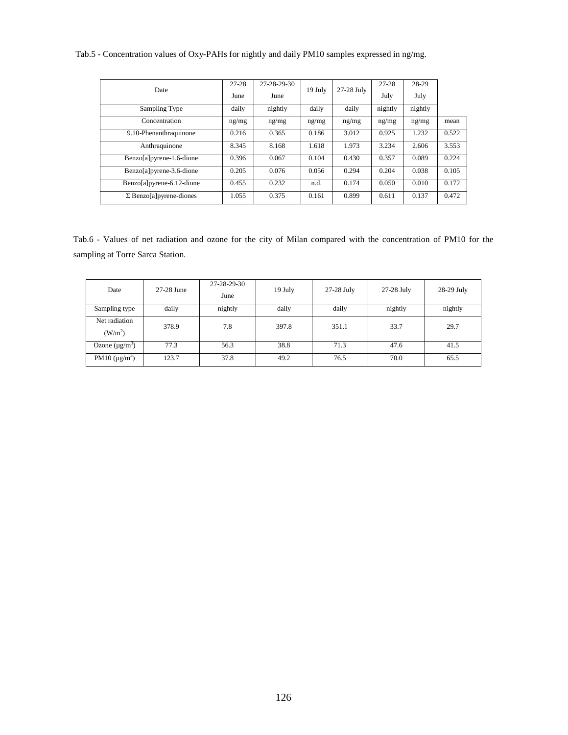Tab.5 - Concentration values of Oxy-PAHs for nightly and daily PM10 samples expressed in ng/mg.

| Date | 27-28 June | 27-28-29-30 June | 19 July | 27-28 July | 27-28 July | 28-29 July | |
|---|---|---|---|---|---|---|---|
| Sampling Type | daily | nightly | daily | daily | nightly | nightly | |
| Concentration | ng/mg | ng/mg | ng/mg | ng/mg | ng/mg | ng/mg | mean |
| 9.10-Phenanthraquinone | 0.216 | 0.365 | 0.186 | 3.012 | 0.925 | 1.232 | 0.522 |
| Anthraquinone | 8.345 | 8.168 | 1.618 | 1.973 | 3.234 | 2.606 | 3.553 |
| Benzo[a]pyrene-1.6-dione | 0.396 | 0.067 | 0.104 | 0.430 | 0.357 | 0.089 | 0.224 |
| Benzo[a]pyrene-3.6-dione | 0.205 | 0.076 | 0.056 | 0.294 | 0.204 | 0.038 | 0.105 |
| Benzo[a]pyrene-6.12-dione | 0.455 | 0.232 | n.d. | 0.174 | 0.050 | 0.010 | 0.172 |
| Σ Benzo[a]pyrene-diones | 1.055 | 0.375 | 0.161 | 0.899 | 0.611 | 0.137 | 0.472 |

Tab.6 - Values of net radiation and ozone for the city of Milan compared with the concentration of PM10 for the sampling at Torre Sarca Station.

| Date | 27-28 June | 27-28-29-30 June | 19 July | 27-28 July | 27-28 July | 28-29 July |
|---|---|---|---|---|---|---|
| Sampling type | daily | nightly | daily | daily | nightly | nightly |
| Net radiation ($W/m^2$) | 378.9 | 7.8 | 397.8 | 351.1 | 33.7 | 29.7 |
| Ozone ($\mu g/m^3$) | 77.3 | 56.3 | 38.8 | 71.3 | 47.6 | 41.5 |
| PM10 ($\mu g/m^3$) | 123.7 | 37.8 | 49.2 | 76.5 | 70.0 | 65.5 |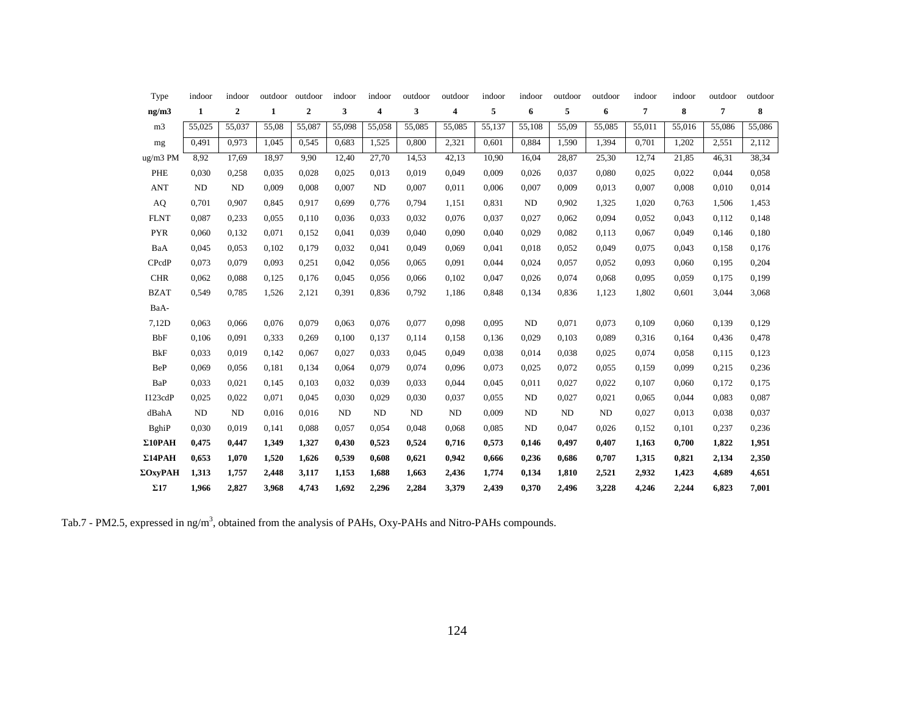| Type | indoor | indoor | outdoor | outdoor | indoor | indoor | outdoor | outdoor | indoor | indoor | outdoor | outdoor | indoor | indoor | outdoor | outdoor |
|---|---|---|---|---|---|---|---|---|---|---|---|---|---|---|---|---|
| **ng/m3** | **1** | **2** | **1** | **2** | **3** | **4** | **3** | **4** | **5** | **6** | **5** | **6** | **7** | **8** | **7** | **8** |
| m3 | 55,025 | 55,037 | 55,08 | 55,087 | 55,098 | 55,058 | 55,085 | 55,085 | 55,137 | 55,108 | 55,09 | 55,085 | 55,011 | 55,016 | 55,086 | 55,086 |
| mg | 0,491 | 0,973 | 1,045 | 0,545 | 0,683 | 1,525 | 0,800 | 2,321 | 0,601 | 0,884 | 1,590 | 1,394 | 0,701 | 1,202 | 2,551 | 2,112 |
| ug/m3 PM | 8,92 | 17,69 | 18,97 | 9,90 | 12,40 | 27,70 | 14,53 | 42,13 | 10,90 | 16,04 | 28,87 | 25,30 | 12,74 | 21,85 | 46,31 | 38,34 |
| PHE | 0,030 | 0,258 | 0,035 | 0,028 | 0,025 | 0,013 | 0,019 | 0,049 | 0,009 | 0,026 | 0,037 | 0,080 | 0,025 | 0,022 | 0,044 | 0,058 |
| ANT | ND | ND | 0,009 | 0,008 | 0,007 | ND | 0,007 | 0,011 | 0,006 | 0,007 | 0,009 | 0,013 | 0,007 | 0,008 | 0,010 | 0,014 |
| AQ | 0,701 | 0,907 | 0,845 | 0,917 | 0,699 | 0,776 | 0,794 | 1,151 | 0,831 | ND | 0,902 | 1,325 | 1,020 | 0,763 | 1,506 | 1,453 |
| FLNT | 0,087 | 0,233 | 0,055 | 0,110 | 0,036 | 0,033 | 0,032 | 0,076 | 0,037 | 0,027 | 0,062 | 0,094 | 0,052 | 0,043 | 0,112 | 0,148 |
| PYR | 0,060 | 0,132 | 0,071 | 0,152 | 0,041 | 0,039 | 0,040 | 0,090 | 0,040 | 0,029 | 0,082 | 0,113 | 0,067 | 0,049 | 0,146 | 0,180 |
| BaA | 0,045 | 0,053 | 0,102 | 0,179 | 0,032 | 0,041 | 0,049 | 0,069 | 0,041 | 0,018 | 0,052 | 0,049 | 0,075 | 0,043 | 0,158 | 0,176 |
| CPcdP | 0,073 | 0,079 | 0,093 | 0,251 | 0,042 | 0,056 | 0,065 | 0,091 | 0,044 | 0,024 | 0,057 | 0,052 | 0,093 | 0,060 | 0,195 | 0,204 |
| CHR | 0,062 | 0,088 | 0,125 | 0,176 | 0,045 | 0,056 | 0,066 | 0,102 | 0,047 | 0,026 | 0,074 | 0,068 | 0,095 | 0,059 | 0,175 | 0,199 |
| BZAT | 0,549 | 0,785 | 1,526 | 2,121 | 0,391 | 0,836 | 0,792 | 1,186 | 0,848 | 0,134 | 0,836 | 1,123 | 1,802 | 0,601 | 3,044 | 3,068 |
| BaA-7,12D | 0,063 | 0,066 | 0,076 | 0,079 | 0,063 | 0,076 | 0,077 | 0,098 | 0,095 | ND | 0,071 | 0,073 | 0,109 | 0,060 | 0,139 | 0,129 |
| BbF | 0,106 | 0,091 | 0,333 | 0,269 | 0,100 | 0,137 | 0,114 | 0,158 | 0,136 | 0,029 | 0,103 | 0,089 | 0,316 | 0,164 | 0,436 | 0,478 |
| BkF | 0,033 | 0,019 | 0,142 | 0,067 | 0,027 | 0,033 | 0,045 | 0,049 | 0,038 | 0,014 | 0,038 | 0,025 | 0,074 | 0,058 | 0,115 | 0,123 |
| BeP | 0,069 | 0,056 | 0,181 | 0,134 | 0,064 | 0,079 | 0,074 | 0,096 | 0,073 | 0,025 | 0,072 | 0,055 | 0,159 | 0,099 | 0,215 | 0,236 |
| BaP | 0,033 | 0,021 | 0,145 | 0,103 | 0,032 | 0,039 | 0,033 | 0,044 | 0,045 | 0,011 | 0,027 | 0,022 | 0,107 | 0,060 | 0,172 | 0,175 |
| I123cdP | 0,025 | 0,022 | 0,071 | 0,045 | 0,030 | 0,029 | 0,030 | 0,037 | 0,055 | ND | 0,027 | 0,021 | 0,065 | 0,044 | 0,083 | 0,087 |
| dBahA | ND | ND | 0,016 | 0,016 | ND | ND | ND | ND | 0,009 | ND | ND | ND | 0,027 | 0,013 | 0,038 | 0,037 |
| BghiP | 0,030 | 0,019 | 0,141 | 0,088 | 0,057 | 0,054 | 0,048 | 0,068 | 0,085 | ND | 0,047 | 0,026 | 0,152 | 0,101 | 0,237 | 0,236 |
| **Σ10PAH** | **0,475** | **0,447** | **1,349** | **1,327** | **0,430** | **0,523** | **0,524** | **0,716** | **0,573** | **0,146** | **0,497** | **0,407** | **1,163** | **0,700** | **1,822** | **1,951** |
| **Σ14PAH** | **0,653** | **1,070** | **1,520** | **1,626** | **0,539** | **0,608** | **0,621** | **0,942** | **0,666** | **0,236** | **0,686** | **0,707** | **1,315** | **0,821** | **2,134** | **2,350** |
| **ΣOxyPAH** | **1,313** | **1,757** | **2,448** | **3,117** | **1,153** | **1,688** | **1,663** | **2,436** | **1,774** | **0,134** | **1,810** | **2,521** | **2,932** | **1,423** | **4,689** | **4,651** |
| **Σ17** | **1,966** | **2,827** | **3,968** | **4,743** | **1,692** | **2,296** | **2,284** | **3,379** | **2,439** | **0,370** | **2,496** | **3,228** | **4,246** | **2,244** | **6,823** | **7,001** |

Tab.7 - PM2.5, expressed in ng/m$^3$, obtained from the analysis of PAHs, Oxy-PAHs and Nitro-PAHs compounds.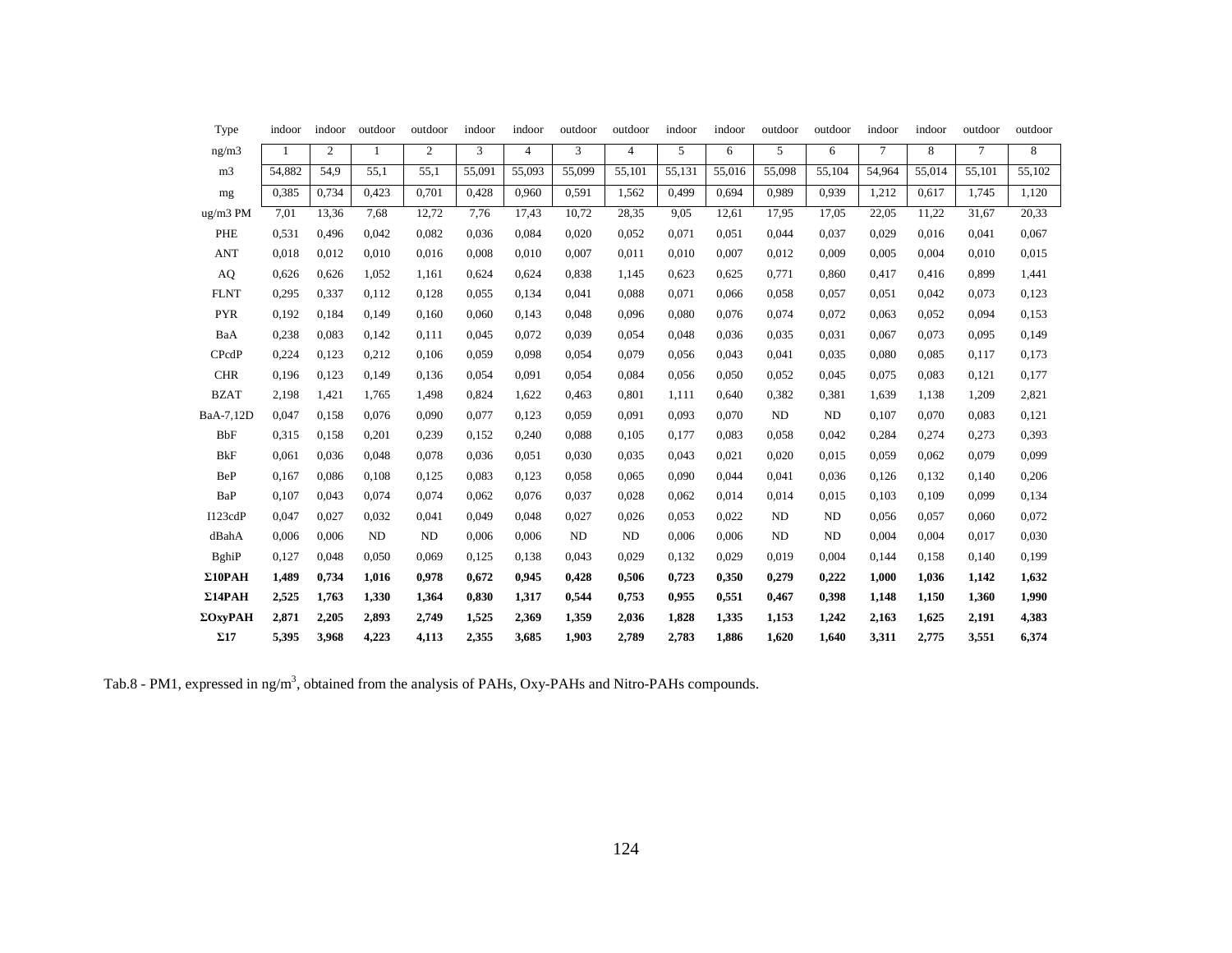| Type | indoor | indoor | outdoor | outdoor | indoor | indoor | outdoor | outdoor | indoor | indoor | outdoor | outdoor | indoor | indoor | outdoor | outdoor |
|---|---|---|---|---|---|---|---|---|---|---|---|---|---|---|---|---|
| ng/m3 | 1 | 2 | 1 | 2 | 3 | 4 | 3 | 4 | 5 | 6 | 5 | 6 | 7 | 8 | 7 | 8 |
| m3 | 54,882 | 54,9 | 55,1 | 55,1 | 55,091 | 55,093 | 55,099 | 55,101 | 55,131 | 55,016 | 55,098 | 55,104 | 54,964 | 55,014 | 55,101 | 55,102 |
| mg | 0,385 | 0,734 | 0,423 | 0,701 | 0,428 | 0,960 | 0,591 | 1,562 | 0,499 | 0,694 | 0,989 | 0,939 | 1,212 | 0,617 | 1,745 | 1,120 |
| ug/m3 PM | 7,01 | 13,36 | 7,68 | 12,72 | 7,76 | 17,43 | 10,72 | 28,35 | 9,05 | 12,61 | 17,95 | 17,05 | 22,05 | 11,22 | 31,67 | 20,33 |
| PHE | 0,531 | 0,496 | 0,042 | 0,082 | 0,036 | 0,084 | 0,020 | 0,052 | 0,071 | 0,051 | 0,044 | 0,037 | 0,029 | 0,016 | 0,041 | 0,067 |
| ANT | 0,018 | 0,012 | 0,010 | 0,016 | 0,008 | 0,010 | 0,007 | 0,011 | 0,010 | 0,007 | 0,012 | 0,009 | 0,005 | 0,004 | 0,010 | 0,015 |
| AQ | 0,626 | 0,626 | 1,052 | 1,161 | 0,624 | 0,624 | 0,838 | 1,145 | 0,623 | 0,625 | 0,771 | 0,860 | 0,417 | 0,416 | 0,899 | 1,441 |
| FLNT | 0,295 | 0,337 | 0,112 | 0,128 | 0,055 | 0,134 | 0,041 | 0,088 | 0,071 | 0,066 | 0,058 | 0,057 | 0,051 | 0,042 | 0,073 | 0,123 |
| PYR | 0,192 | 0,184 | 0,149 | 0,160 | 0,060 | 0,143 | 0,048 | 0,096 | 0,080 | 0,076 | 0,074 | 0,072 | 0,063 | 0,052 | 0,094 | 0,153 |
| BaA | 0,238 | 0,083 | 0,142 | 0,111 | 0,045 | 0,072 | 0,039 | 0,054 | 0,048 | 0,036 | 0,035 | 0,031 | 0,067 | 0,073 | 0,095 | 0,149 |
| CPcdP | 0,224 | 0,123 | 0,212 | 0,106 | 0,059 | 0,098 | 0,054 | 0,079 | 0,056 | 0,043 | 0,041 | 0,035 | 0,080 | 0,085 | 0,117 | 0,173 |
| CHR | 0,196 | 0,123 | 0,149 | 0,136 | 0,054 | 0,091 | 0,054 | 0,084 | 0,056 | 0,050 | 0,052 | 0,045 | 0,075 | 0,083 | 0,121 | 0,177 |
| BZAT | 2,198 | 1,421 | 1,765 | 1,498 | 0,824 | 1,622 | 0,463 | 0,801 | 1,111 | 0,640 | 0,382 | 0,381 | 1,639 | 1,138 | 1,209 | 2,821 |
| BaA-7,12D | 0,047 | 0,158 | 0,076 | 0,090 | 0,077 | 0,123 | 0,059 | 0,091 | 0,093 | 0,070 | ND | ND | 0,107 | 0,070 | 0,083 | 0,121 |
| BbF | 0,315 | 0,158 | 0,201 | 0,239 | 0,152 | 0,240 | 0,088 | 0,105 | 0,177 | 0,083 | 0,058 | 0,042 | 0,284 | 0,274 | 0,273 | 0,393 |
| BkF | 0,061 | 0,036 | 0,048 | 0,078 | 0,036 | 0,051 | 0,030 | 0,035 | 0,043 | 0,021 | 0,020 | 0,015 | 0,059 | 0,062 | 0,079 | 0,099 |
| BeP | 0,167 | 0,086 | 0,108 | 0,125 | 0,083 | 0,123 | 0,058 | 0,065 | 0,090 | 0,044 | 0,041 | 0,036 | 0,126 | 0,132 | 0,140 | 0,206 |
| BaP | 0,107 | 0,043 | 0,074 | 0,074 | 0,062 | 0,076 | 0,037 | 0,028 | 0,062 | 0,014 | 0,014 | 0,015 | 0,103 | 0,109 | 0,099 | 0,134 |
| I123cdP | 0,047 | 0,027 | 0,032 | 0,041 | 0,049 | 0,048 | 0,027 | 0,026 | 0,053 | 0,022 | ND | ND | 0,056 | 0,057 | 0,060 | 0,072 |
| dBahA | 0,006 | 0,006 | ND | ND | 0,006 | 0,006 | ND | ND | 0,006 | 0,006 | ND | ND | 0,004 | 0,004 | 0,017 | 0,030 |
| BghiP | 0,127 | 0,048 | 0,050 | 0,069 | 0,125 | 0,138 | 0,043 | 0,029 | 0,132 | 0,029 | 0,019 | 0,004 | 0,144 | 0,158 | 0,140 | 0,199 |
| **Σ10PAH** | **1,489** | **0,734** | **1,016** | **0,978** | **0,672** | **0,945** | **0,428** | **0,506** | **0,723** | **0,350** | **0,279** | **0,222** | **1,000** | **1,036** | **1,142** | **1,632** |
| **Σ14PAH** | **2,525** | **1,763** | **1,330** | **1,364** | **0,830** | **1,317** | **0,544** | **0,753** | **0,955** | **0,551** | **0,467** | **0,398** | **1,148** | **1,150** | **1,360** | **1,990** |
| **ΣOxyPAH** | **2,871** | **2,205** | **2,893** | **2,749** | **1,525** | **2,369** | **1,359** | **2,036** | **1,828** | **1,335** | **1,153** | **1,242** | **2,163** | **1,625** | **2,191** | **4,383** |
| **Σ17** | **5,395** | **3,968** | **4,223** | **4,113** | **2,355** | **3,685** | **1,903** | **2,789** | **2,783** | **1,886** | **1,620** | **1,640** | **3,311** | **2,775** | **3,551** | **6,374** |

Tab.8 - PM1, expressed in ng/m$^3$, obtained from the analysis of PAHs, Oxy-PAHs and Nitro-PAHs compounds.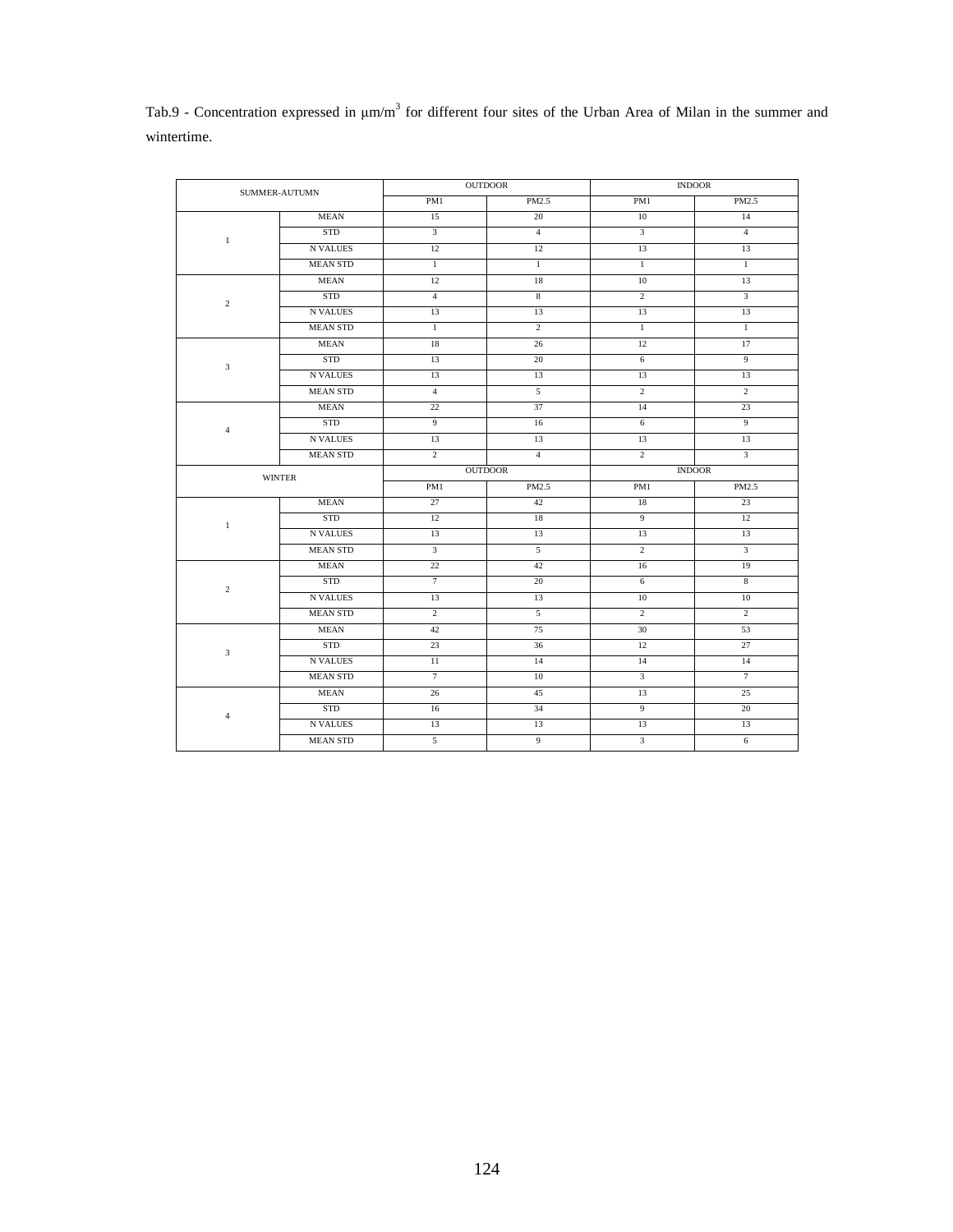Tab.9 - Concentration expressed in $\mu m/m^3$ for different four sites of the Urban Area of Milan in the summer and wintertime.

| SUMMER-AUTUMN | | OUTDOOR | | INDOOR | |
|---|---|---|---|---|---|
| | | PM1 | PM2.5 | PM1 | PM2.5 |
| 1 | MEAN | 15 | 20 | 10 | 14 |
| | STD | 3 | 4 | 3 | 4 |
| | N VALUES | 12 | 12 | 13 | 13 |
| | MEAN STD | 1 | 1 | 1 | 1 |
| 2 | MEAN | 12 | 18 | 10 | 13 |
| | STD | 4 | 8 | 2 | 3 |
| | N VALUES | 13 | 13 | 13 | 13 |
| | MEAN STD | 1 | 2 | 1 | 1 |
| 3 | MEAN | 18 | 26 | 12 | 17 |
| | STD | 13 | 20 | 6 | 9 |
| | N VALUES | 13 | 13 | 13 | 13 |
| | MEAN STD | 4 | 5 | 2 | 2 |
| 4 | MEAN | 22 | 37 | 14 | 23 |
| | STD | 9 | 16 | 6 | 9 |
| | N VALUES | 13 | 13 | 13 | 13 |
| | MEAN STD | 2 | 4 | 2 | 3 |
| WINTER | | OUTDOOR | | INDOOR | |
| | | PM1 | PM2.5 | PM1 | PM2.5 |
| 1 | MEAN | 27 | 42 | 18 | 23 |
| | STD | 12 | 18 | 9 | 12 |
| | N VALUES | 13 | 13 | 13 | 13 |
| | MEAN STD | 3 | 5 | 2 | 3 |
| 2 | MEAN | 22 | 42 | 16 | 19 |
| | STD | 7 | 20 | 6 | 8 |
| | N VALUES | 13 | 13 | 10 | 10 |
| | MEAN STD | 2 | 5 | 2 | 2 |
| 3 | MEAN | 42 | 75 | 30 | 53 |
| | STD | 23 | 36 | 12 | 27 |
| | N VALUES | 11 | 14 | 14 | 14 |
| | MEAN STD | 7 | 10 | 3 | 7 |
| 4 | MEAN | 26 | 45 | 13 | 25 |
| | STD | 16 | 34 | 9 | 20 |
| | N VALUES | 13 | 13 | 13 | 13 |
| | MEAN STD | 5 | 9 | 3 | 6 |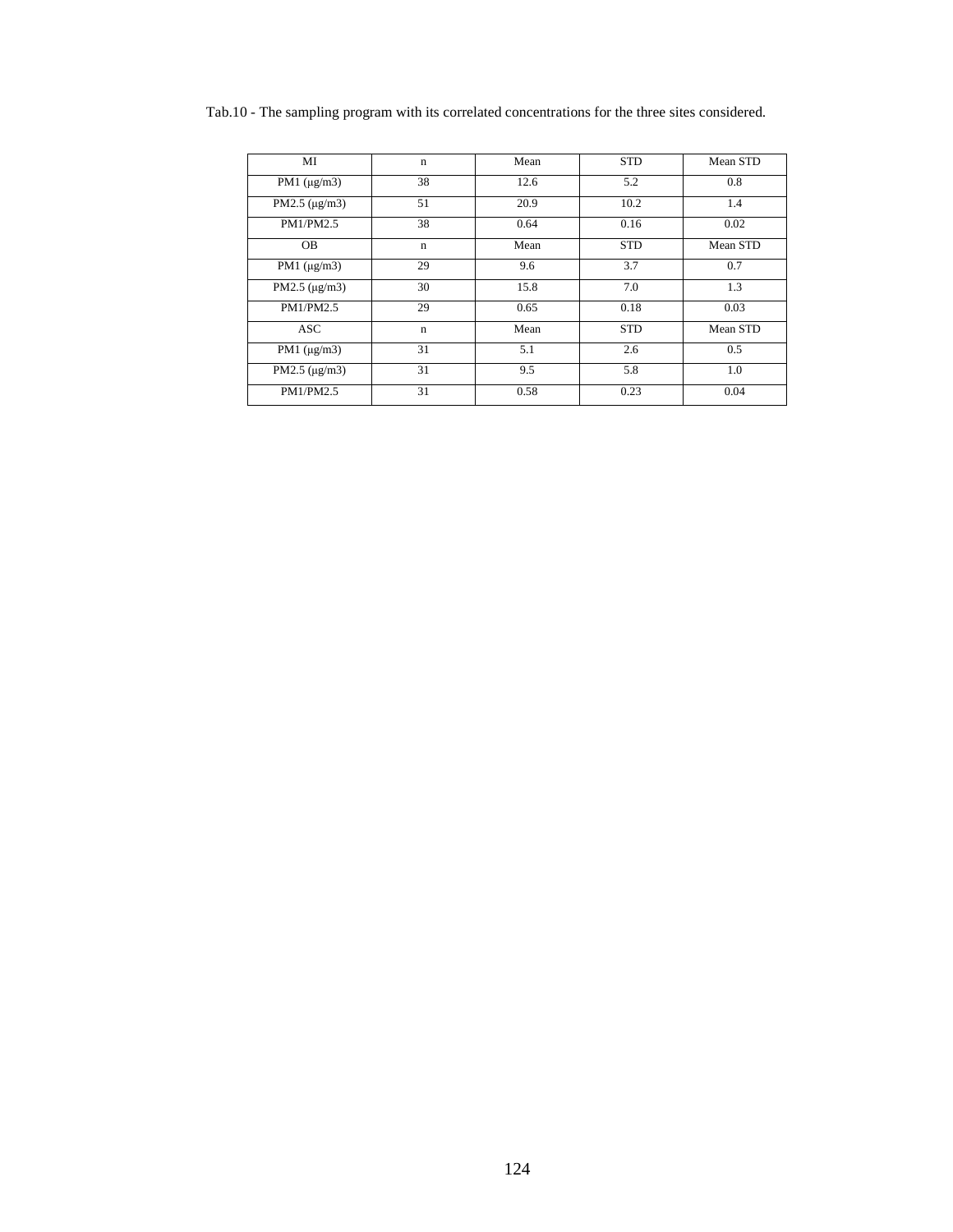Tab.10 - The sampling program with its correlated concentrations for the three sites considered.

| MI | n | Mean | STD | Mean STD |
|---|---|---|---|---|
| PM1 (μg/m3) | 38 | 12.6 | 5.2 | 0.8 |
| PM2.5 (μg/m3) | 51 | 20.9 | 10.2 | 1.4 |
| PM1/PM2.5 | 38 | 0.64 | 0.16 | 0.02 |
| OB | n | Mean | STD | Mean STD |
| PM1 (μg/m3) | 29 | 9.6 | 3.7 | 0.7 |
| PM2.5 (μg/m3) | 30 | 15.8 | 7.0 | 1.3 |
| PM1/PM2.5 | 29 | 0.65 | 0.18 | 0.03 |
| ASC | n | Mean | STD | Mean STD |
| PM1 (μg/m3) | 31 | 5.1 | 2.6 | 0.5 |
| PM2.5 (μg/m3) | 31 | 9.5 | 5.8 | 1.0 |
| PM1/PM2.5 | 31 | 0.58 | 0.23 | 0.04 |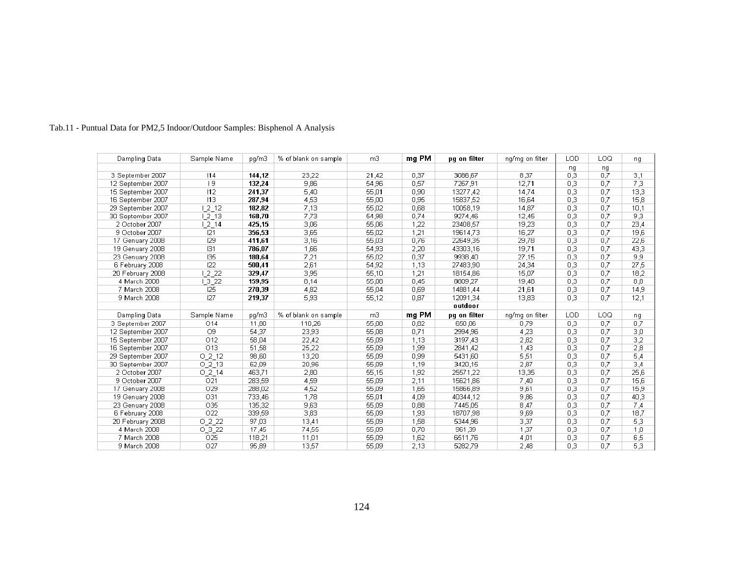Tab.11 - Puntual Data for PM2,5 Indoor/Outdoor Samples: Bisphenol A Analysis

| Dampling Data | Sample Name | pg/m3 | % of blank on sample | m3 | **mg PM** | **pg on filter** | ng/mg on filter | LOD | LOQ | ng |
|---|---|---|---|---|---|---|---|---|---|---|
| | | | | | | | | ng | ng | |
| 3 September 2007 | I14 | **144,12** | 23,22 | 21,42 | 0,37 | 3086,67 | 8,37 | 0,3 | 0,7 | 3,1 |
| 12 September 2007 | I 9 | **132,24** | 9,86 | 54,96 | 0,57 | 7267,91 | 12,71 | 0,3 | 0,7 | 7,3 |
| 15 September 2007 | I12 | **241,37** | 5,40 | 55,01 | 0,90 | 13277,42 | 14,74 | 0,3 | 0,7 | 13,3 |
| 16 September 2007 | I13 | **287,94** | 4,53 | 55,00 | 0,95 | 15837,52 | 16,64 | 0,3 | 0,7 | 15,8 |
| 29 September 2007 | I_2_12 | **182,82** | 7,13 | 55,02 | 0,68 | 10058,19 | 14,87 | 0,3 | 0,7 | 10,1 |
| 30 September 2007 | I_2_13 | **168,70** | 7,73 | 54,98 | 0,74 | 9274,46 | 12,45 | 0,3 | 0,7 | 9,3 |
| 2 October 2007 | I_2_14 | **425,15** | 3,06 | 55,06 | 1,22 | 23408,57 | 19,23 | 0,3 | 0,7 | 23,4 |
| 9 October 2007 | I21 | **356,53** | 3,65 | 55,02 | 1,21 | 19614,73 | 16,27 | 0,3 | 0,7 | 19,6 |
| 17 Genuary 2008 | I29 | **411,61** | 3,16 | 55,03 | 0,76 | 22649,35 | 29,78 | 0,3 | 0,7 | 22,6 |
| 19 Genuary 2008 | I31 | **786,07** | 1,66 | 54,93 | 2,20 | 43303,16 | 19,71 | 0,3 | 0,7 | 43,3 |
| 23 Genuary 2008 | I35 | **180,64** | 7,21 | 55,02 | 0,37 | 9938,40 | 27,15 | 0,3 | 0,7 | 9,9 |
| 6 February 2008 | I22 | **500,41** | 2,61 | 54,92 | 1,13 | 27483,90 | 24,34 | 0,3 | 0,7 | 27,5 |
| 20 February 2008 | I_2_22 | **329,47** | 3,95 | 55,10 | 1,21 | 18154,86 | 15,07 | 0,3 | 0,7 | 18,2 |
| 4 March 2008 | I_3_22 | **159,95** | 8,14 | 55,08 | 0,45 | 8809,27 | 19,48 | 0,3 | 0,7 | 8,8 |
| 7 March 2008 | I25 | **270,39** | 4,82 | 55,04 | 0,69 | 14881,44 | 21,61 | 0,3 | 0,7 | 14,9 |
| 9 March 2008 | I27 | **219,37** | 5,93 | 55,12 | 0,87 | 12091,34 | 13,83 | 0,3 | 0,7 | 12,1 |
| | | | | | | **outdoor** | | | | |
| Dampling Data | Sample Name | pg/m3 | % of blank on sample | m3 | **mg PM** | **pg on filter** | ng/mg on filter | LOD | LOQ | ng |
| 3 September 2007 | O14 | 11,80 | 110,26 | 55,08 | 0,82 | 650,06 | 0,79 | 0,3 | 0,7 | 0,7 |
| 12 September 2007 | O9 | 54,37 | 23,93 | 55,08 | 0,71 | 2994,96 | 4,23 | 0,3 | 0,7 | 3,0 |
| 15 September 2007 | O12 | 58,04 | 22,42 | 55,09 | 1,13 | 3197,43 | 2,82 | 0,3 | 0,7 | 3,2 |
| 16 September 2007 | O13 | 51,58 | 25,22 | 55,09 | 1,99 | 2841,42 | 1,43 | 0,3 | 0,7 | 2,8 |
| 29 September 2007 | O_2_12 | 98,60 | 13,20 | 55,09 | 0,99 | 5431,60 | 5,51 | 0,3 | 0,7 | 5,4 |
| 30 September 2007 | O_2_13 | 62,09 | 20,96 | 55,09 | 1,19 | 3420,15 | 2,87 | 0,3 | 0,7 | 3,4 |
| 2 October 2007 | O_2_14 | 463,71 | 2,80 | 55,15 | 1,92 | 25571,22 | 13,35 | 0,3 | 0,7 | 25,6 |
| 9 October 2007 | O21 | 283,59 | 4,59 | 55,09 | 2,11 | 15621,86 | 7,40 | 0,3 | 0,7 | 15,6 |
| 17 Genuary 2008 | O29 | 288,02 | 4,52 | 55,09 | 1,65 | 15866,89 | 9,61 | 0,3 | 0,7 | 15,9 |
| 19 Genuary 2008 | O31 | 733,46 | 1,78 | 55,01 | 4,09 | 40344,12 | 9,86 | 0,3 | 0,7 | 40,3 |
| 23 Genuary 2008 | O35 | 135,32 | 9,63 | 55,09 | 0,88 | 7445,05 | 8,47 | 0,3 | 0,7 | 7,4 |
| 6 February 2008 | O22 | 339,59 | 3,83 | 55,09 | 1,93 | 18707,98 | 9,69 | 0,3 | 0,7 | 18,7 |
| 20 February 2008 | O_2_22 | 97,03 | 13,41 | 55,09 | 1,58 | 5344,96 | 3,37 | 0,3 | 0,7 | 5,3 |
| 4 March 2008 | O_3_22 | 17,45 | 74,55 | 55,09 | 0,70 | 961,39 | 1,37 | 0,3 | 0,7 | 1,0 |
| 7 March 2008 | O25 | 118,21 | 11,01 | 55,09 | 1,62 | 6511,76 | 4,01 | 0,3 | 0,7 | 6,5 |
| 9 March 2008 | O27 | 95,89 | 13,57 | 55,09 | 2,13 | 5282,79 | 2,48 | 0,3 | 0,7 | 5,3 |